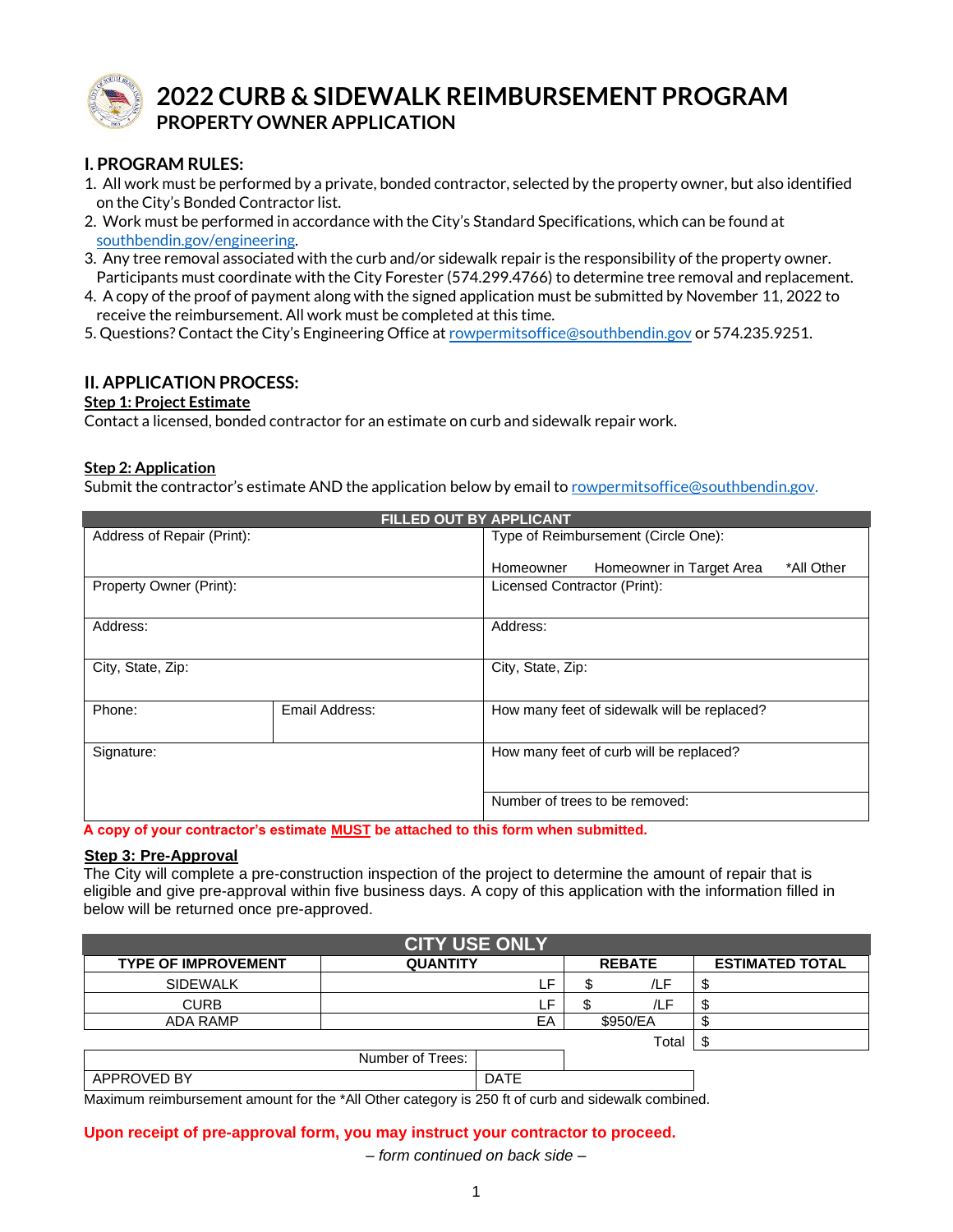# 2022 CURB & SIDEWALK REIMBURSEMENT PROGRAM

## PROPERTY OWNER APPLICATION

### I. PROGRAM RULES:

1. All work must be performed by a private, bonded contractor, selected by the property owner, but also identified on the City's Bonded Contractor list.
2. Work must be performed in accordance with the City's Standard Specifications, which can be found at southbendin.gov/engineering.
3. Any tree removal associated with the curb and/or sidewalk repair is the responsibility of the property owner. Participants must coordinate with the City Forester (574.299.4766) to determine tree removal and replacement.
4. A copy of the proof of payment along with the signed application must be submitted by November 11, 2022 to receive the reimbursement. All work must be completed at this time.
5. Questions? Contact the City's Engineering Office at rowpermitsoffice@southbendin.gov or 574.235.9251.

### II. APPLICATION PROCESS:

**Step 1: Project Estimate**

Contact a licensed, bonded contractor for an estimate on curb and sidewalk repair work.

**Step 2: Application**

Submit the contractor's estimate AND the application below by email to rowpermitsoffice@southbendin.gov.

| FILLED OUT BY APPLICANT | | |
|---|---|---|
| Address of Repair (Print): | | Type of Reimbursement (Circle One): Homeowner Homeowner in Target Area *All Other |
| Property Owner (Print): | | Licensed Contractor (Print): |
| Address: | | Address: |
| City, State, Zip: | | City, State, Zip: |
| Phone: | Email Address: | How many feet of sidewalk will be replaced? |
| Signature: | | How many feet of curb will be replaced? |
| | | Number of trees to be removed: |

**A copy of your contractor's estimate MUST be attached to this form when submitted.**

**Step 3: Pre-Approval**

The City will complete a pre-construction inspection of the project to determine the amount of repair that is eligible and give pre-approval within five business days. A copy of this application with the information filled in below will be returned once pre-approved.

| CITY USE ONLY | | | |
|---|---|---|---|
| TYPE OF IMPROVEMENT | QUANTITY | REBATE | ESTIMATED TOTAL |
| SIDEWALK | LF | $ /LF | $ |
| CURB | LF | $ /LF | $ |
| ADA RAMP | EA | $950/EA | $ |
| | | Total | $ |

| Number of Trees: | |
|---|---|
| APPROVED BY | DATE |

Maximum reimbursement amount for the *All Other category is 250 ft of curb and sidewalk combined.

**Upon receipt of pre-approval form, you may instruct your contractor to proceed.**

*– form continued on back side –*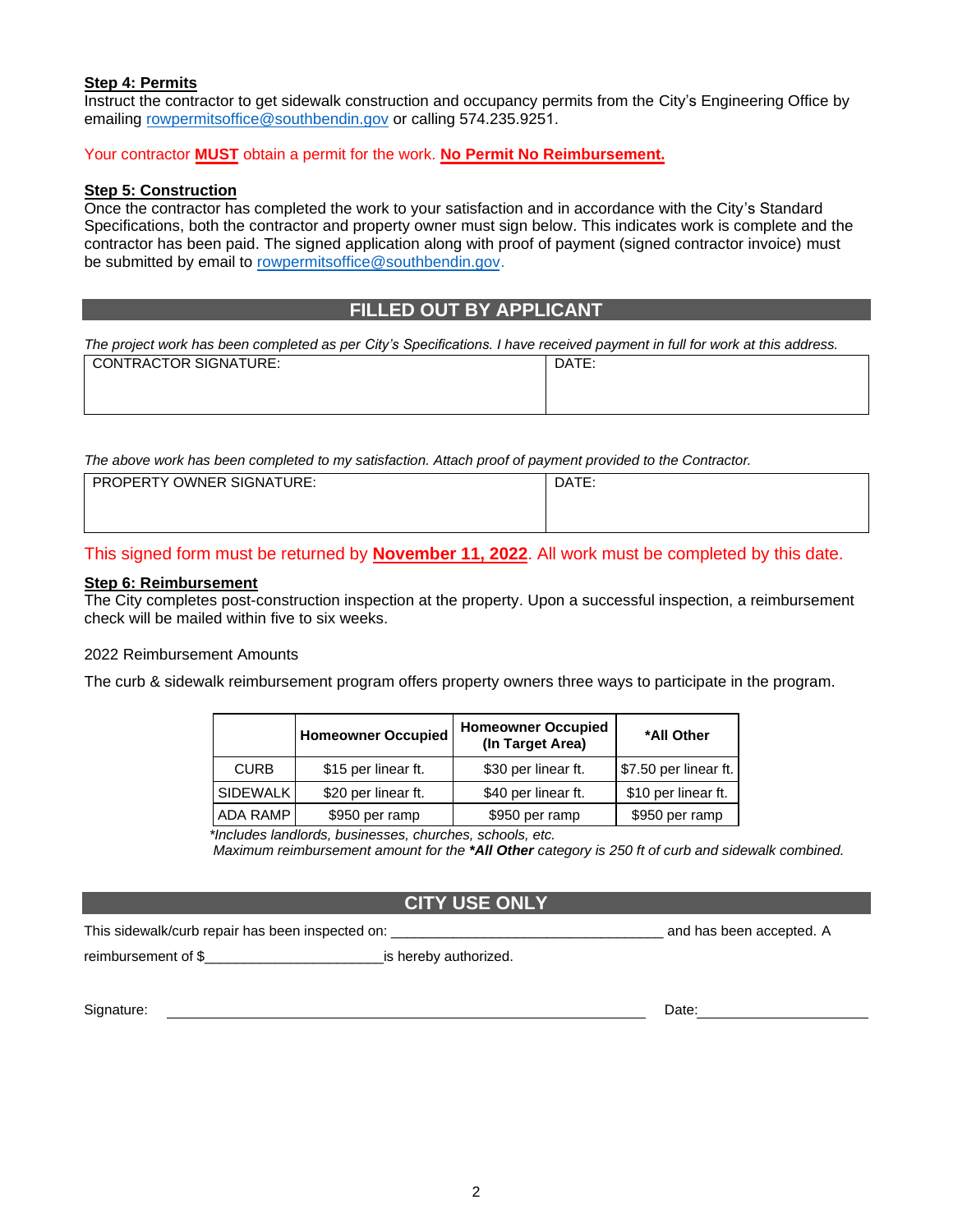**Step 4: Permits**
Instruct the contractor to get sidewalk construction and occupancy permits from the City's Engineering Office by emailing rowpermitsoffice@southbendin.gov or calling 574.235.9251.

Your contractor **MUST** obtain a permit for the work. **No Permit No Reimbursement.**

**Step 5: Construction**
Once the contractor has completed the work to your satisfaction and in accordance with the City's Standard Specifications, both the contractor and property owner must sign below. This indicates work is complete and the contractor has been paid. The signed application along with proof of payment (signed contractor invoice) must be submitted by email to rowpermitsoffice@southbendin.gov.

## FILLED OUT BY APPLICANT

*The project work has been completed as per City's Specifications. I have received payment in full for work at this address.*

| CONTRACTOR SIGNATURE: | DATE: |
|---|---|
| | |

*The above work has been completed to my satisfaction. Attach proof of payment provided to the Contractor.*

| PROPERTY OWNER SIGNATURE: | DATE: |
|---|---|
| | |

This signed form must be returned by **November 11, 2022**. All work must be completed by this date.

**Step 6: Reimbursement**
The City completes post-construction inspection at the property. Upon a successful inspection, a reimbursement check will be mailed within five to six weeks.

2022 Reimbursement Amounts

The curb & sidewalk reimbursement program offers property owners three ways to participate in the program.

| | Homeowner Occupied | Homeowner Occupied (In Target Area) | *All Other |
|---|---|---|---|
| CURB | $15 per linear ft. | $30 per linear ft. | $7.50 per linear ft. |
| SIDEWALK | $20 per linear ft. | $40 per linear ft. | $10 per linear ft. |
| ADA RAMP | $950 per ramp | $950 per ramp | $950 per ramp |

*\*Includes landlords, businesses, churches, schools, etc.*
*Maximum reimbursement amount for the* ***\*All Other*** *category is 250 ft of curb and sidewalk combined.*

## CITY USE ONLY

This sidewalk/curb repair has been inspected on: ___________________________________ and has been accepted. A reimbursement of $_______________________is hereby authorized.

Signature: ______________________________________________ Date: ____________________